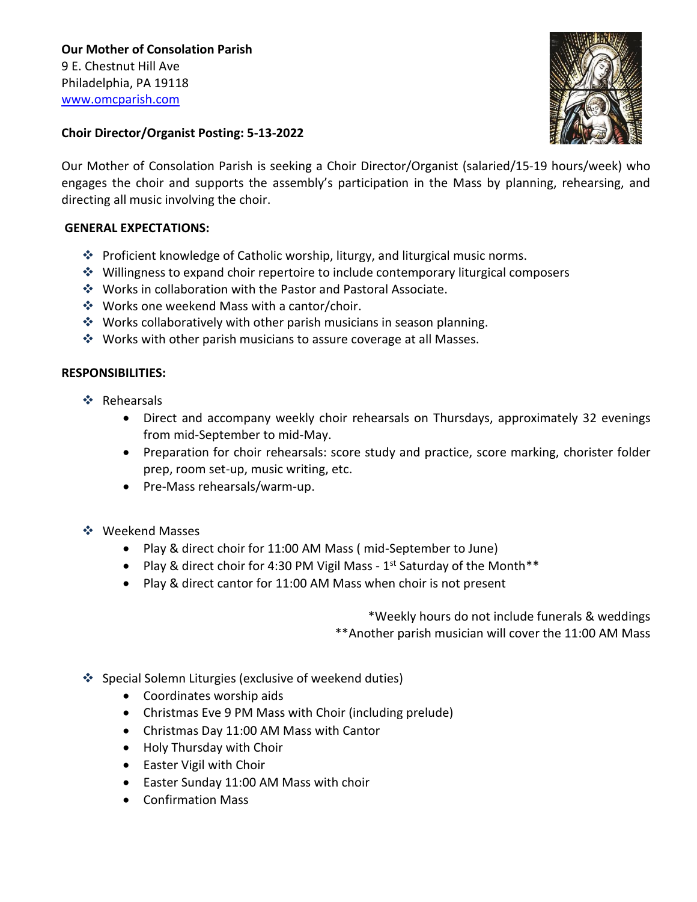**Our Mother of Consolation Parish**
9 E. Chestnut Hill Ave
Philadelphia, PA 19118
www.omcparish.com

**Choir Director/Organist Posting: 5-13-2022**

Our Mother of Consolation Parish is seeking a Choir Director/Organist (salaried/15-19 hours/week) who engages the choir and supports the assembly's participation in the Mass by planning, rehearsing, and directing all music involving the choir.

**GENERAL EXPECTATIONS:**

- Proficient knowledge of Catholic worship, liturgy, and liturgical music norms.
- Willingness to expand choir repertoire to include contemporary liturgical composers
- Works in collaboration with the Pastor and Pastoral Associate.
- Works one weekend Mass with a cantor/choir.
- Works collaboratively with other parish musicians in season planning.
- Works with other parish musicians to assure coverage at all Masses.

**RESPONSIBILITIES:**

- Rehearsals
  - Direct and accompany weekly choir rehearsals on Thursdays, approximately 32 evenings from mid-September to mid-May.
  - Preparation for choir rehearsals: score study and practice, score marking, chorister folder prep, room set-up, music writing, etc.
  - Pre-Mass rehearsals/warm-up.

- Weekend Masses
  - Play & direct choir for 11:00 AM Mass ( mid-September to June)
  - Play & direct choir for 4:30 PM Vigil Mass - 1st Saturday of the Month**
  - Play & direct cantor for 11:00 AM Mass when choir is not present

*Weekly hours do not include funerals & weddings
**Another parish musician will cover the 11:00 AM Mass

- Special Solemn Liturgies (exclusive of weekend duties)
  - Coordinates worship aids
  - Christmas Eve 9 PM Mass with Choir (including prelude)
  - Christmas Day 11:00 AM Mass with Cantor
  - Holy Thursday with Choir
  - Easter Vigil with Choir
  - Easter Sunday 11:00 AM Mass with choir
  - Confirmation Mass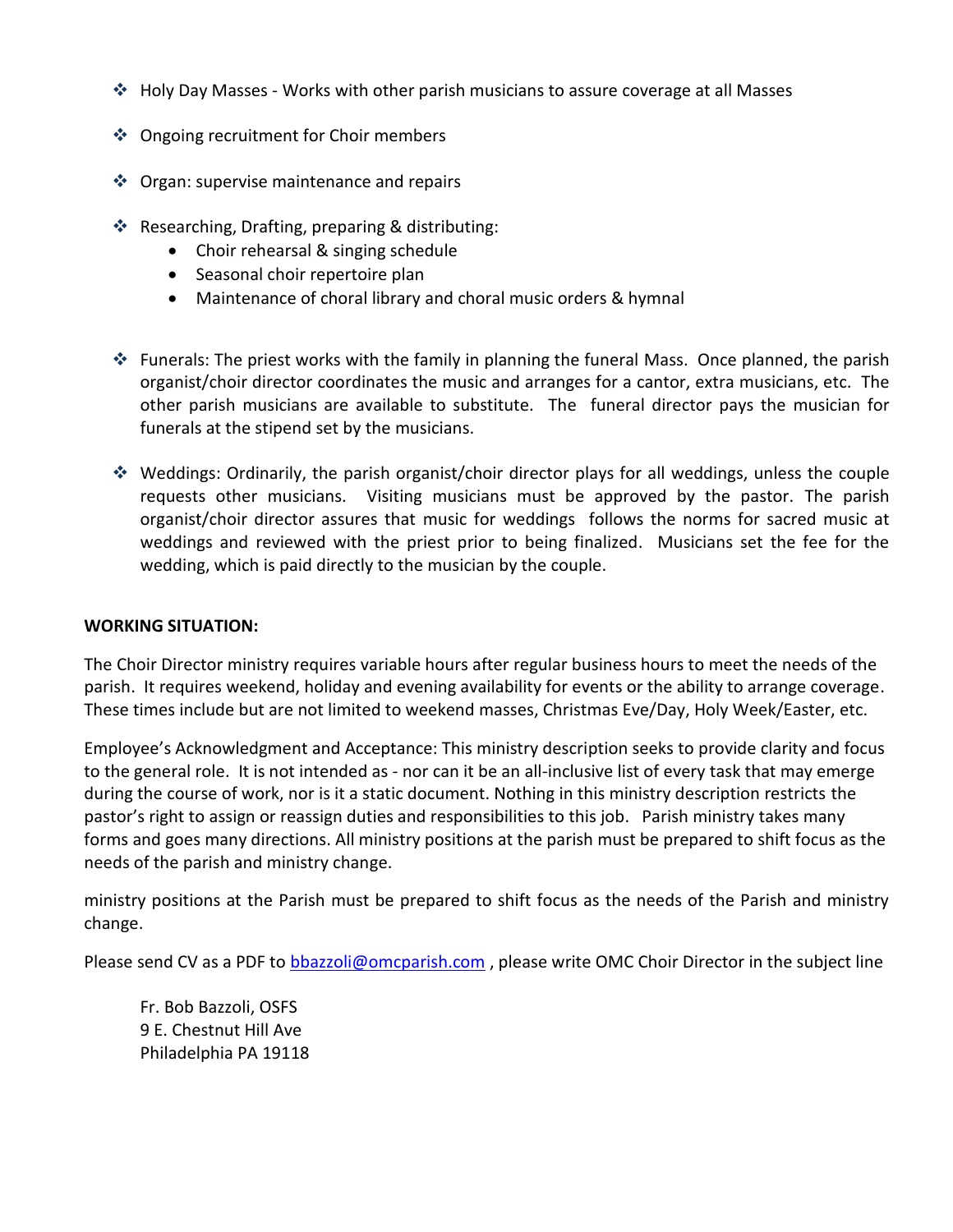- Holy Day Masses - Works with other parish musicians to assure coverage at all Masses
- Ongoing recruitment for Choir members
- Organ: supervise maintenance and repairs
- Researching, Drafting, preparing & distributing:
    - Choir rehearsal & singing schedule
    - Seasonal choir repertoire plan
    - Maintenance of choral library and choral music orders & hymnal

- Funerals: The priest works with the family in planning the funeral Mass. Once planned, the parish organist/choir director coordinates the music and arranges for a cantor, extra musicians, etc. The other parish musicians are available to substitute. The funeral director pays the musician for funerals at the stipend set by the musicians.

- Weddings: Ordinarily, the parish organist/choir director plays for all weddings, unless the couple requests other musicians. Visiting musicians must be approved by the pastor. The parish organist/choir director assures that music for weddings follows the norms for sacred music at weddings and reviewed with the priest prior to being finalized. Musicians set the fee for the wedding, which is paid directly to the musician by the couple.

**WORKING SITUATION:**

The Choir Director ministry requires variable hours after regular business hours to meet the needs of the parish. It requires weekend, holiday and evening availability for events or the ability to arrange coverage. These times include but are not limited to weekend masses, Christmas Eve/Day, Holy Week/Easter, etc.

Employee's Acknowledgment and Acceptance: This ministry description seeks to provide clarity and focus to the general role. It is not intended as - nor can it be an all-inclusive list of every task that may emerge during the course of work, nor is it a static document. Nothing in this ministry description restricts the pastor's right to assign or reassign duties and responsibilities to this job. Parish ministry takes many forms and goes many directions. All ministry positions at the parish must be prepared to shift focus as the needs of the parish and ministry change.

ministry positions at the Parish must be prepared to shift focus as the needs of the Parish and ministry change.

Please send CV as a PDF to bbazzoli@omcparish.com , please write OMC Choir Director in the subject line

Fr. Bob Bazzoli, OSFS
9 E. Chestnut Hill Ave
Philadelphia PA 19118